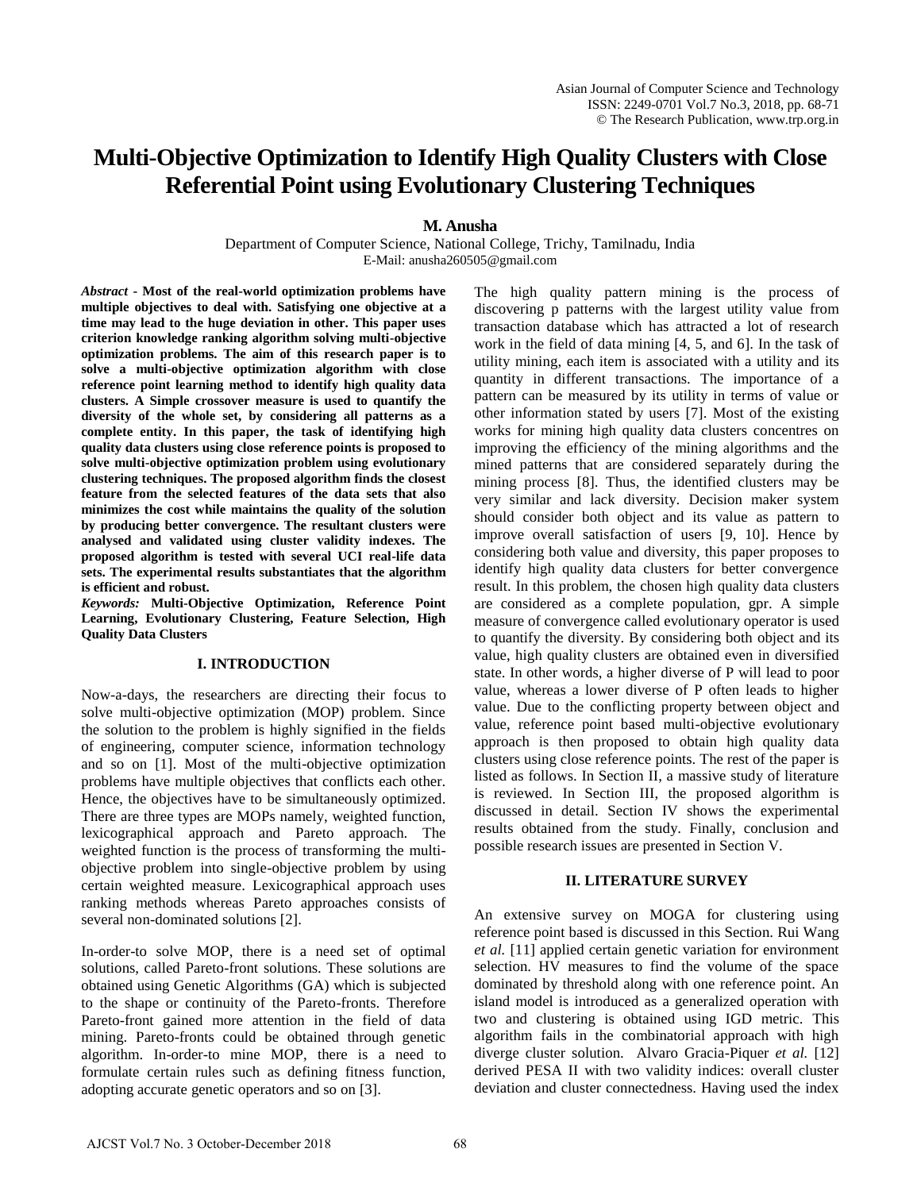# Multi-Objective Optimization to Identify High Quality Clusters with Close Referential Point using Evolutionary Clustering Techniques

**M. Anusha**

Department of Computer Science, National College, Trichy, Tamilnadu, India
E-Mail: anusha260505@gmail.com

***Abstract*** **- Most of the real-world optimization problems have multiple objectives to deal with. Satisfying one objective at a time may lead to the huge deviation in other. This paper uses criterion knowledge ranking algorithm solving multi-objective optimization problems. The aim of this research paper is to solve a multi-objective optimization algorithm with close reference point learning method to identify high quality data clusters. A Simple crossover measure is used to quantify the diversity of the whole set, by considering all patterns as a complete entity. In this paper, the task of identifying high quality data clusters using close reference points is proposed to solve multi-objective optimization problem using evolutionary clustering techniques. The proposed algorithm finds the closest feature from the selected features of the data sets that also minimizes the cost while maintains the quality of the solution by producing better convergence. The resultant clusters were analysed and validated using cluster validity indexes. The proposed algorithm is tested with several UCI real-life data sets. The experimental results substantiates that the algorithm is efficient and robust.**

***Keywords:*** **Multi-Objective Optimization, Reference Point Learning, Evolutionary Clustering, Feature Selection, High Quality Data Clusters**

## I. INTRODUCTION

Now-a-days, the researchers are directing their focus to solve multi-objective optimization (MOP) problem. Since the solution to the problem is highly signified in the fields of engineering, computer science, information technology and so on [1]. Most of the multi-objective optimization problems have multiple objectives that conflicts each other. Hence, the objectives have to be simultaneously optimized. There are three types are MOPs namely, weighted function, lexicographical approach and Pareto approach. The weighted function is the process of transforming the multi-objective problem into single-objective problem by using certain weighted measure. Lexicographical approach uses ranking methods whereas Pareto approaches consists of several non-dominated solutions [2].

In-order-to solve MOP, there is a need set of optimal solutions, called Pareto-front solutions. These solutions are obtained using Genetic Algorithms (GA) which is subjected to the shape or continuity of the Pareto-fronts. Therefore Pareto-front gained more attention in the field of data mining. Pareto-fronts could be obtained through genetic algorithm. In-order-to mine MOP, there is a need to formulate certain rules such as defining fitness function, adopting accurate genetic operators and so on [3].

The high quality pattern mining is the process of discovering p patterns with the largest utility value from transaction database which has attracted a lot of research work in the field of data mining [4, 5, and 6]. In the task of utility mining, each item is associated with a utility and its quantity in different transactions. The importance of a pattern can be measured by its utility in terms of value or other information stated by users [7]. Most of the existing works for mining high quality data clusters concentres on improving the efficiency of the mining algorithms and the mined patterns that are considered separately during the mining process [8]. Thus, the identified clusters may be very similar and lack diversity. Decision maker system should consider both object and its value as pattern to improve overall satisfaction of users [9, 10]. Hence by considering both value and diversity, this paper proposes to identify high quality data clusters for better convergence result. In this problem, the chosen high quality data clusters are considered as a complete population, gpr. A simple measure of convergence called evolutionary operator is used to quantify the diversity. By considering both object and its value, high quality clusters are obtained even in diversified state. In other words, a higher diverse of P will lead to poor value, whereas a lower diverse of P often leads to higher value. Due to the conflicting property between object and value, reference point based multi-objective evolutionary approach is then proposed to obtain high quality data clusters using close reference points. The rest of the paper is listed as follows. In Section II, a massive study of literature is reviewed. In Section III, the proposed algorithm is discussed in detail. Section IV shows the experimental results obtained from the study. Finally, conclusion and possible research issues are presented in Section V.

## II. LITERATURE SURVEY

An extensive survey on MOGA for clustering using reference point based is discussed in this Section. Rui Wang *et al.* [11] applied certain genetic variation for environment selection. HV measures to find the volume of the space dominated by threshold along with one reference point. An island model is introduced as a generalized operation with two and clustering is obtained using IGD metric. This algorithm fails in the combinatorial approach with high diverge cluster solution. Alvaro Gracia-Piquer *et al.* [12] derived PESA II with two validity indices: overall cluster deviation and cluster connectedness. Having used the index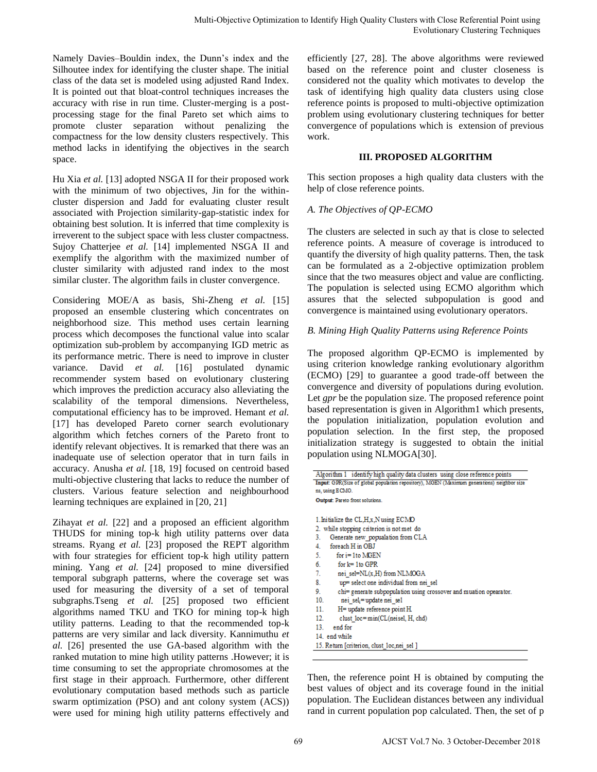Namely Davies–Bouldin index, the Dunn's index and the Silhoutee index for identifying the cluster shape. The initial class of the data set is modeled using adjusted Rand Index. It is pointed out that bloat-control techniques increases the accuracy with rise in run time. Cluster-merging is a post-processing stage for the final Pareto set which aims to promote cluster separation without penalizing the compactness for the low density clusters respectively. This method lacks in identifying the objectives in the search space.

Hu Xia *et al.* [13] adopted NSGA II for their proposed work with the minimum of two objectives, Jin for the within-cluster dispersion and Jadd for evaluating cluster result associated with Projection similarity-gap-statistic index for obtaining best solution. It is inferred that time complexity is irreverent to the subject space with less cluster compactness. Sujoy Chatterjee *et al.* [14] implemented NSGA II and exemplify the algorithm with the maximized number of cluster similarity with adjusted rand index to the most similar cluster. The algorithm fails in cluster convergence.

Considering MOE/A as basis, Shi-Zheng *et al.* [15] proposed an ensemble clustering which concentrates on neighborhood size. This method uses certain learning process which decomposes the functional value into scalar optimization sub-problem by accompanying IGD metric as its performance metric. There is need to improve in cluster variance. David *et al.* [16] postulated dynamic recommender system based on evolutionary clustering which improves the prediction accuracy also alleviating the scalability of the temporal dimensions. Nevertheless, computational efficiency has to be improved. Hemant *et al.* [17] has developed Pareto corner search evolutionary algorithm which fetches corners of the Pareto front to identify relevant objectives. It is remarked that there was an inadequate use of selection operator that in turn fails in accuracy. Anusha *et al.* [18, 19] focused on centroid based multi-objective clustering that lacks to reduce the number of clusters. Various feature selection and neighbourhood learning techniques are explained in [20, 21]

Zihayat *et al.* [22] and a proposed an efficient algorithm THUDS for mining top-k high utility patterns over data streams. Ryang *et al.* [23] proposed the REPT algorithm with four strategies for efficient top-k high utility pattern mining. Yang *et al.* [24] proposed to mine diversified temporal subgraph patterns, where the coverage set was used for measuring the diversity of a set of temporal subgraphs.Tseng *et al.* [25] proposed two efficient algorithms named TKU and TKO for mining top-k high utility patterns. Leading to that the recommended top-k patterns are very similar and lack diversity. Kannimuthu *et al.* [26] presented the use GA-based algorithm with the ranked mutation to mine high utility patterns .However; it is time consuming to set the appropriate chromosomes at the first stage in their approach. Furthermore, other different evolutionary computation based methods such as particle swarm optimization (PSO) and ant colony system (ACS)) were used for mining high utility patterns effectively and efficiently [27, 28]. The above algorithms were reviewed based on the reference point and cluster closeness is considered not the quality which motivates to develop the task of identifying high quality data clusters using close reference points is proposed to multi-objective optimization problem using evolutionary clustering techniques for better convergence of populations which is extension of previous work.

## III. PROPOSED ALGORITHM

This section proposes a high quality data clusters with the help of close reference points.

### *A. The Objectives of QP-ECMO*

The clusters are selected in such ay that is close to selected reference points. A measure of coverage is introduced to quantify the diversity of high quality patterns. Then, the task can be formulated as a 2-objective optimization problem since that the two measures object and value are conflicting. The population is selected using ECMO algorithm which assures that the selected subpopulation is good and convergence is maintained using evolutionary operators.

### *B. Mining High Quality Patterns using Reference Points*

The proposed algorithm QP-ECMO is implemented by using criterion knowledge ranking evolutionary algorithm (ECMO) [29] to guarantee a good trade-off between the convergence and diversity of populations during evolution. Let *gpr* be the population size. The proposed reference point based representation is given in Algorithm1 which presents, the population initialization, population evolution and population selection. In the first step, the proposed initialization strategy is suggested to obtain the initial population using NLMOGA[30].

```
Algorithm 1   identify high quality data clusters using close reference points
Input: GPR(Size of global population repository), MGEN (Maximum generations) neighbor size ns, using ECMO.
Output: Pareto front solutions.

1. Initialize the CL,H,x,N using ECMO
2. while stopping criterion is not met do
3.    Generate new_popualation from CLA
4.    foreach H in OBJ
5.      for i= 1to MGEN
6.       for k= 1to GPR
7.        nei_sel=NL(x,H) from NLMOGA
8.        up= select one individual from nei_sel
9.        chi= generate subpopulation using crossover and muation opearator.
10.       nei_sel,= update nei_sel
11.      H= update reference point H
12.      clust_loc= min(CL(neisel, H, chd)
13.    end for
14. end while
15. Return [criterion, clust_loc,nei_sel ]
```

Then, the reference point H is obtained by computing the best values of object and its coverage found in the initial population. The Euclidean distances between any individual rand in current population pop calculated. Then, the set of p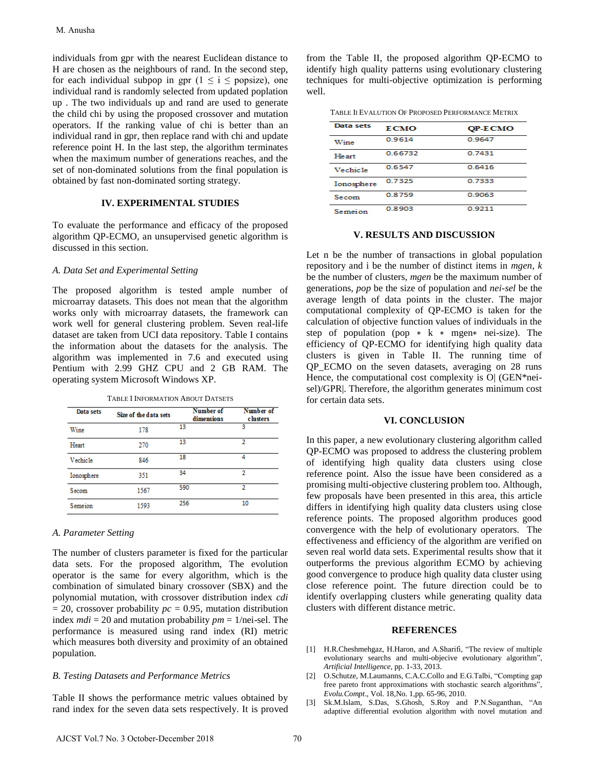individuals from gpr with the nearest Euclidean distance to H are chosen as the neighbours of rand. In the second step, for each individual subpop in gpr ($1 \leq i \leq$ popsize), one individual rand is randomly selected from updated poplation up . The two individuals up and rand are used to generate the child chi by using the proposed crossover and mutation operators. If the ranking value of chi is better than an individual rand in gpr, then replace rand with chi and update reference point H. In the last step, the algorithm terminates when the maximum number of generations reaches, and the set of non-dominated solutions from the final population is obtained by fast non-dominated sorting strategy.

## IV. EXPERIMENTAL STUDIES

To evaluate the performance and efficacy of the proposed algorithm QP-ECMO, an unsupervised genetic algorithm is discussed in this section.

### *A. Data Set and Experimental Setting*

The proposed algorithm is tested ample number of microarray datasets. This does not mean that the algorithm works only with microarray datasets, the framework can work well for general clustering problem. Seven real-life dataset are taken from UCI data repository. Table I contains the information about the datasets for the analysis. The algorithm was implemented in 7.6 and executed using Pentium with 2.99 GHZ CPU and 2 GB RAM. The operating system Microsoft Windows XP.

TABLE I INFORMATION ABOUT DATSETS

| Data sets | Size of the data sets | Number of dimensions | Number of clusters |
|---|---|---|---|
| Wine | 178 | 13 | 3 |
| Heart | 270 | 13 | 2 |
| Vechicle | 846 | 18 | 4 |
| Ionosphere | 351 | 34 | 2 |
| Secom | 1567 | 590 | 2 |
| Semeion | 1593 | 256 | 10 |

### *A. Parameter Setting*

The number of clusters parameter is fixed for the particular data sets. For the proposed algorithm, The evolution operator is the same for every algorithm, which is the combination of simulated binary crossover (SBX) and the polynomial mutation, with crossover distribution index *cdi* = 20, crossover probability *pc* = 0.95, mutation distribution index *mdi* = 20 and mutation probability *pm* = 1/nei-sel. The performance is measured using rand index (RI) metric which measures both diversity and proximity of an obtained population.

### *B. Testing Datasets and Performance Metrics*

Table II shows the performance metric values obtained by rand index for the seven data sets respectively. It is proved from the Table II, the proposed algorithm QP-ECMO to identify high quality patterns using evolutionary clustering techniques for multi-objective optimization is performing well.

TABLE II EVALUTION OF PROPOSED PERFORMANCE METRIX

| Data sets | ECMO | QP-ECMO |
|---|---|---|
| Wine | 0.9614 | 0.9647 |
| Heart | 0.66732 | 0.7431 |
| Vechicle | 0.6547 | 0.6416 |
| Ionosphere | 0.7325 | 0.7333 |
| Secom | 0.8759 | 0.9063 |
| Semeion | 0.8903 | 0.9211 |

## V. RESULTS AND DISCUSSION

Let n be the number of transactions in global population repository and i be the number of distinct items in *mgen*, *k* be the number of clusters, *mgen* be the maximum number of generations, *pop* be the size of population and *nei-sel* be the average length of data points in the cluster. The major computational complexity of QP-ECMO is taken for the calculation of objective function values of individuals in the step of population (pop ∗ k ∗ mgen∗ nei-size). The efficiency of QP-ECMO for identifying high quality data clusters is given in Table II. The running time of QP_ECMO on the seven datasets, averaging on 28 runs Hence, the computational cost complexity is O| (GEN*nei-sel)/GPR|. Therefore, the algorithm generates minimum cost for certain data sets.

## VI. CONCLUSION

In this paper, a new evolutionary clustering algorithm called QP-ECMO was proposed to address the clustering problem of identifying high quality data clusters using close reference point. Also the issue have been considered as a promising multi-objective clustering problem too. Although, few proposals have been presented in this area, this article differs in identifying high quality data clusters using close reference points. The proposed algorithm produces good convergence with the help of evolutionary operators. The effectiveness and efficiency of the algorithm are verified on seven real world data sets. Experimental results show that it outperforms the previous algorithm ECMO by achieving good convergence to produce high quality data cluster using close reference point. The future direction could be to identify overlapping clusters while generating quality data clusters with different distance metric.

## REFERENCES

[1] H.R.Cheshmehgaz, H.Haron, and A.Sharifi, "The review of multiple evolutionary searchs and multi-objecive evolutionary algorithm", *Artificial Intelligence*, pp. 1-33, 2013.

[2] O.Schutze, M.Laumanns, C.A.C.Collo and E.G.Talbi, "Compting gap free pareto front approximations with stochastic search algorithms", *Evolu.Compt*., Vol. 18,No. 1,pp. 65-96, 2010.

[3] Sk.M.Islam, S.Das, S.Ghosh, S.Roy and P.N.Suganthan, "An adaptive differential evolution algorithm with novel mutation and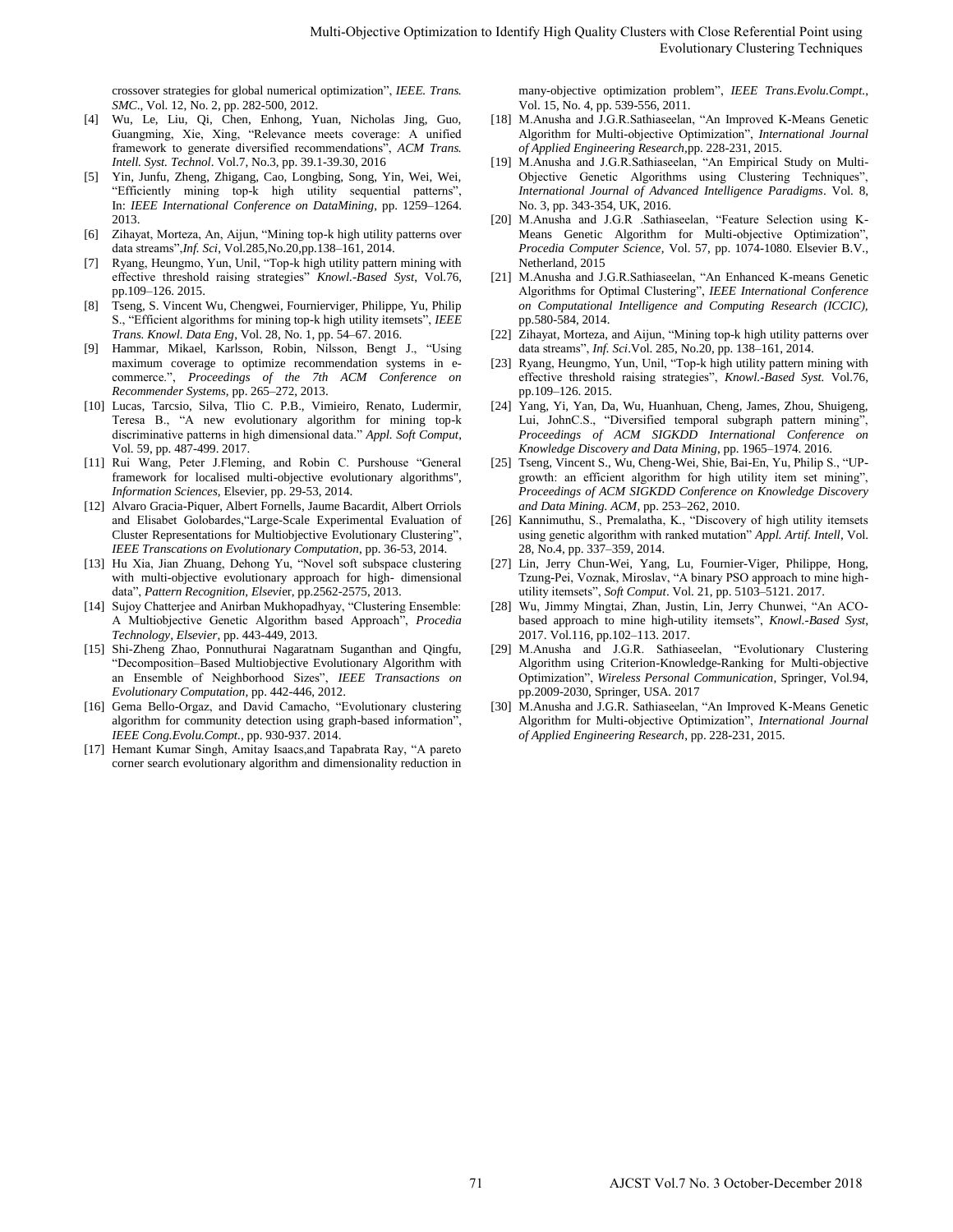crossover strategies for global numerical optimization", *IEEE. Trans. SMC.*, Vol. 12, No. 2, pp. 282-500, 2012.

[4] Wu, Le, Liu, Qi, Chen, Enhong, Yuan, Nicholas Jing, Guo, Guangming, Xie, Xing, "Relevance meets coverage: A unified framework to generate diversified recommendations", *ACM Trans. Intell. Syst. Technol*. Vol.7, No.3, pp. 39.1-39.30, 2016

[5] Yin, Junfu, Zheng, Zhigang, Cao, Longbing, Song, Yin, Wei, Wei, "Efficiently mining top-k high utility sequential patterns", In: *IEEE International Conference on DataMining*, pp. 1259–1264. 2013.

[6] Zihayat, Morteza, An, Aijun, "Mining top-k high utility patterns over data streams",*Inf. Sci*, Vol.285,No.20,pp.138–161, 2014.

[7] Ryang, Heungmo, Yun, Unil, "Top-k high utility pattern mining with effective threshold raising strategies" *Knowl.-Based Syst*, Vol.76, pp.109–126. 2015.

[8] Tseng, S. Vincent Wu, Chengwei, Fournierviger, Philippe, Yu, Philip S., "Efficient algorithms for mining top-k high utility itemsets", *IEEE Trans. Knowl. Data Eng*, Vol. 28, No. 1, pp. 54–67. 2016.

[9] Hammar, Mikael, Karlsson, Robin, Nilsson, Bengt J., "Using maximum coverage to optimize recommendation systems in e-commerce.", *Proceedings of the 7th ACM Conference on Recommender Systems*, pp. 265–272, 2013.

[10] Lucas, Tarcsio, Silva, Tlio C. P.B., Vimieiro, Renato, Ludermir, Teresa B., "A new evolutionary algorithm for mining top-k discriminative patterns in high dimensional data." *Appl. Soft Comput*, Vol. 59, pp. 487-499. 2017.

[11] Rui Wang, Peter J.Fleming, and Robin C. Purshouse "General framework for localised multi-objective evolutionary algorithms", *Information Sciences*, Elsevier, pp. 29-53, 2014.

[12] Alvaro Gracia-Piquer, Albert Fornells, Jaume Bacardit, Albert Orriols and Elisabet Golobardes,"Large-Scale Experimental Evaluation of Cluster Representations for Multiobjective Evolutionary Clustering", *IEEE Transcations on Evolutionary Computation*, pp. 36-53, 2014.

[13] Hu Xia, Jian Zhuang, Dehong Yu, "Novel soft subspace clustering with multi-objective evolutionary approach for high- dimensional data", *Pattern Recognition, Elsevier*, pp.2562-2575, 2013.

[14] Sujoy Chatterjee and Anirban Mukhopadhyay, "Clustering Ensemble: A Multiobjective Genetic Algorithm based Approach", *Procedia Technology, Elsevier*, pp. 443-449, 2013.

[15] Shi-Zheng Zhao, Ponnuthurai Nagaratnam Suganthan and Qingfu, "Decomposition–Based Multiobjective Evolutionary Algorithm with an Ensemble of Neighborhood Sizes", *IEEE Transactions on Evolutionary Computation*, pp. 442-446, 2012.

[16] Gema Bello-Orgaz, and David Camacho, "Evolutionary clustering algorithm for community detection using graph-based information", *IEEE Cong.Evolu.Compt.*, pp. 930-937. 2014.

[17] Hemant Kumar Singh, Amitay Isaacs,and Tapabrata Ray, "A pareto corner search evolutionary algorithm and dimensionality reduction in many-objective optimization problem", *IEEE Trans.Evolu.Compt.*, Vol. 15, No. 4, pp. 539-556, 2011.

[18] M.Anusha and J.G.R.Sathiaseelan, "An Improved K-Means Genetic Algorithm for Multi-objective Optimization", *International Journal of Applied Engineering Research*,pp. 228-231, 2015.

[19] M.Anusha and J.G.R.Sathiaseelan, "An Empirical Study on Multi-Objective Genetic Algorithms using Clustering Techniques", *International Journal of Advanced Intelligence Paradigms*. Vol. 8, No. 3, pp. 343-354, UK, 2016.

[20] M.Anusha and J.G.R .Sathiaseelan, "Feature Selection using K-Means Genetic Algorithm for Multi-objective Optimization", *Procedia Computer Science*, Vol. 57, pp. 1074-1080. Elsevier B.V., Netherland, 2015

[21] M.Anusha and J.G.R.Sathiaseelan, "An Enhanced K-means Genetic Algorithms for Optimal Clustering", *IEEE International Conference on Computational Intelligence and Computing Research (ICCIC)*, pp.580-584, 2014.

[22] Zihayat, Morteza, and Aijun, "Mining top-k high utility patterns over data streams", *Inf. Sci*.Vol. 285, No.20, pp. 138–161, 2014.

[23] Ryang, Heungmo, Yun, Unil, "Top-k high utility pattern mining with effective threshold raising strategies", *Knowl.-Based Syst.* Vol.76, pp.109–126. 2015.

[24] Yang, Yi, Yan, Da, Wu, Huanhuan, Cheng, James, Zhou, Shuigeng, Lui, JohnC.S., "Diversified temporal subgraph pattern mining", *Proceedings of ACM SIGKDD International Conference on Knowledge Discovery and Data Mining*, pp. 1965–1974. 2016.

[25] Tseng, Vincent S., Wu, Cheng-Wei, Shie, Bai-En, Yu, Philip S., "UP-growth: an efficient algorithm for high utility item set mining", *Proceedings of ACM SIGKDD Conference on Knowledge Discovery and Data Mining. ACM*, pp. 253–262, 2010.

[26] Kannimuthu, S., Premalatha, K., "Discovery of high utility itemsets using genetic algorithm with ranked mutation" *Appl. Artif. Intell*, Vol. 28, No.4, pp. 337–359, 2014.

[27] Lin, Jerry Chun-Wei, Yang, Lu, Fournier-Viger, Philippe, Hong, Tzung-Pei, Voznak, Miroslav, "A binary PSO approach to mine high-utility itemsets", *Soft Comput*. Vol. 21, pp. 5103–5121. 2017.

[28] Wu, Jimmy Mingtai, Zhan, Justin, Lin, Jerry Chunwei, "An ACO-based approach to mine high-utility itemsets", *Knowl.-Based Syst*, 2017. Vol.116, pp.102–113. 2017.

[29] M.Anusha and J.G.R. Sathiaseelan, "Evolutionary Clustering Algorithm using Criterion-Knowledge-Ranking for Multi-objective Optimization", *Wireless Personal Communication*, Springer, Vol.94, pp.2009-2030, Springer, USA. 2017

[30] M.Anusha and J.G.R. Sathiaseelan, "An Improved K-Means Genetic Algorithm for Multi-objective Optimization", *International Journal of Applied Engineering Research*, pp. 228-231, 2015.